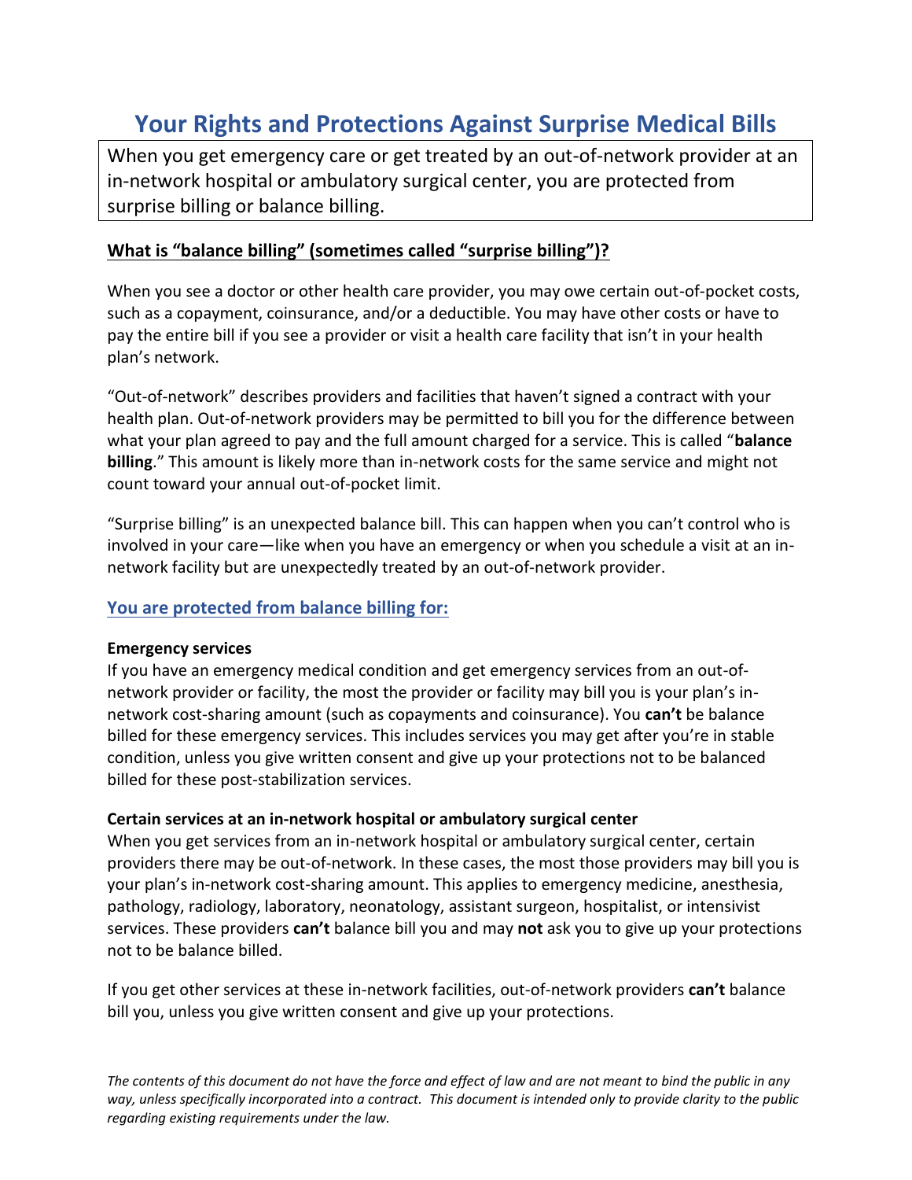# Your Rights and Protections Against Surprise Medical Bills

When you get emergency care or get treated by an out-of-network provider at an in-network hospital or ambulatory surgical center, you are protected from surprise billing or balance billing.

## What is "balance billing" (sometimes called "surprise billing")?

When you see a doctor or other health care provider, you may owe certain out-of-pocket costs, such as a copayment, coinsurance, and/or a deductible. You may have other costs or have to pay the entire bill if you see a provider or visit a health care facility that isn't in your health plan's network.

"Out-of-network" describes providers and facilities that haven't signed a contract with your health plan. Out-of-network providers may be permitted to bill you for the difference between what your plan agreed to pay and the full amount charged for a service. This is called "**balance billing**." This amount is likely more than in-network costs for the same service and might not count toward your annual out-of-pocket limit.

"Surprise billing" is an unexpected balance bill. This can happen when you can't control who is involved in your care—like when you have an emergency or when you schedule a visit at an in-network facility but are unexpectedly treated by an out-of-network provider.

## You are protected from balance billing for:

**Emergency services**
If you have an emergency medical condition and get emergency services from an out-of-network provider or facility, the most the provider or facility may bill you is your plan's in-network cost-sharing amount (such as copayments and coinsurance). You **can't** be balance billed for these emergency services. This includes services you may get after you're in stable condition, unless you give written consent and give up your protections not to be balanced billed for these post-stabilization services.

**Certain services at an in-network hospital or ambulatory surgical center**
When you get services from an in-network hospital or ambulatory surgical center, certain providers there may be out-of-network. In these cases, the most those providers may bill you is your plan's in-network cost-sharing amount. This applies to emergency medicine, anesthesia, pathology, radiology, laboratory, neonatology, assistant surgeon, hospitalist, or intensivist services. These providers **can't** balance bill you and may **not** ask you to give up your protections not to be balance billed.

If you get other services at these in-network facilities, out-of-network providers **can't** balance bill you, unless you give written consent and give up your protections.

*The contents of this document do not have the force and effect of law and are not meant to bind the public in any way, unless specifically incorporated into a contract. This document is intended only to provide clarity to the public regarding existing requirements under the law.*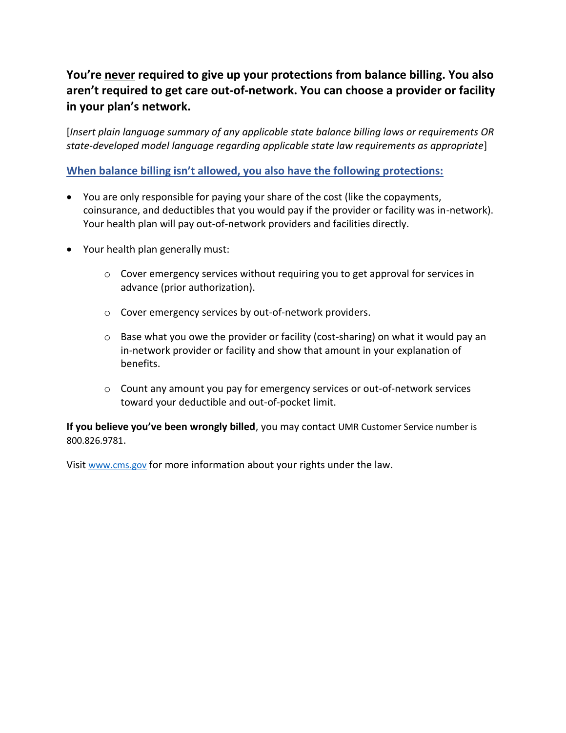**You're <u>never</u> required to give up your protections from balance billing. You also aren't required to get care out-of-network. You can choose a provider or facility in your plan's network.**

[*Insert plain language summary of any applicable state balance billing laws or requirements OR state-developed model language regarding applicable state law requirements as appropriate*]

## When balance billing isn't allowed, you also have the following protections:

- You are only responsible for paying your share of the cost (like the copayments, coinsurance, and deductibles that you would pay if the provider or facility was in-network). Your health plan will pay out-of-network providers and facilities directly.
- Your health plan generally must:
  - Cover emergency services without requiring you to get approval for services in advance (prior authorization).
  - Cover emergency services by out-of-network providers.
  - Base what you owe the provider or facility (cost-sharing) on what it would pay an in-network provider or facility and show that amount in your explanation of benefits.
  - Count any amount you pay for emergency services or out-of-network services toward your deductible and out-of-pocket limit.

**If you believe you've been wrongly billed**, you may contact UMR Customer Service number is 800.826.9781.

Visit [www.cms.gov](http://www.cms.gov) for more information about your rights under the law.